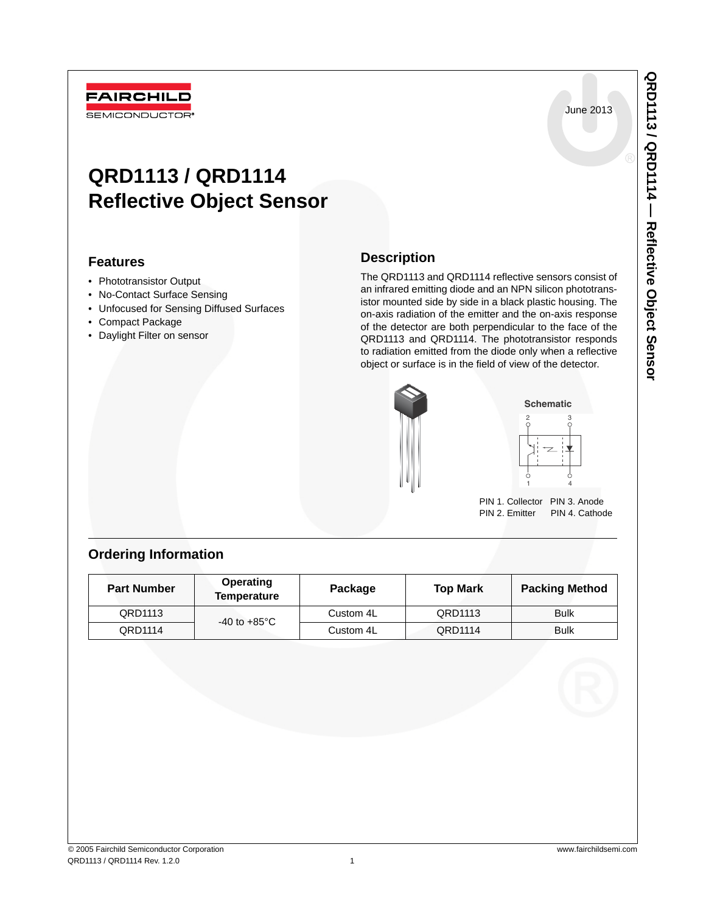FAIRCHILD SEMICONDUCTOR®

June 2013

# QRD1113 / QRD1114 Reflective Object Sensor

## Features

- Phototransistor Output
- No-Contact Surface Sensing
- Unfocused for Sensing Diffused Surfaces
- Compact Package
- Daylight Filter on sensor

## Description

The QRD1113 and QRD1114 reflective sensors consist of an infrared emitting diode and an NPN silicon phototransistor mounted side by side in a black plastic housing. The on-axis radiation of the emitter and the on-axis response of the detector are both perpendicular to the face of the QRD1113 and QRD1114. The phototransistor responds to radiation emitted from the diode only when a reflective object or surface is in the field of view of the detector.

**Schematic**

PIN 1. Collector PIN 3. Anode
PIN 2. Emitter PIN 4. Cathode

## Ordering Information

| Part Number | Operating Temperature | Package | Top Mark | Packing Method |
|---|---|---|---|---|
| QRD1113 | -40 to +85°C | Custom 4L | QRD1113 | Bulk |
| QRD1114 | | Custom 4L | QRD1114 | Bulk |

© 2005 Fairchild Semiconductor Corporation
QRD1113 / QRD1114 Rev. 1.2.0

www.fairchildsemi.com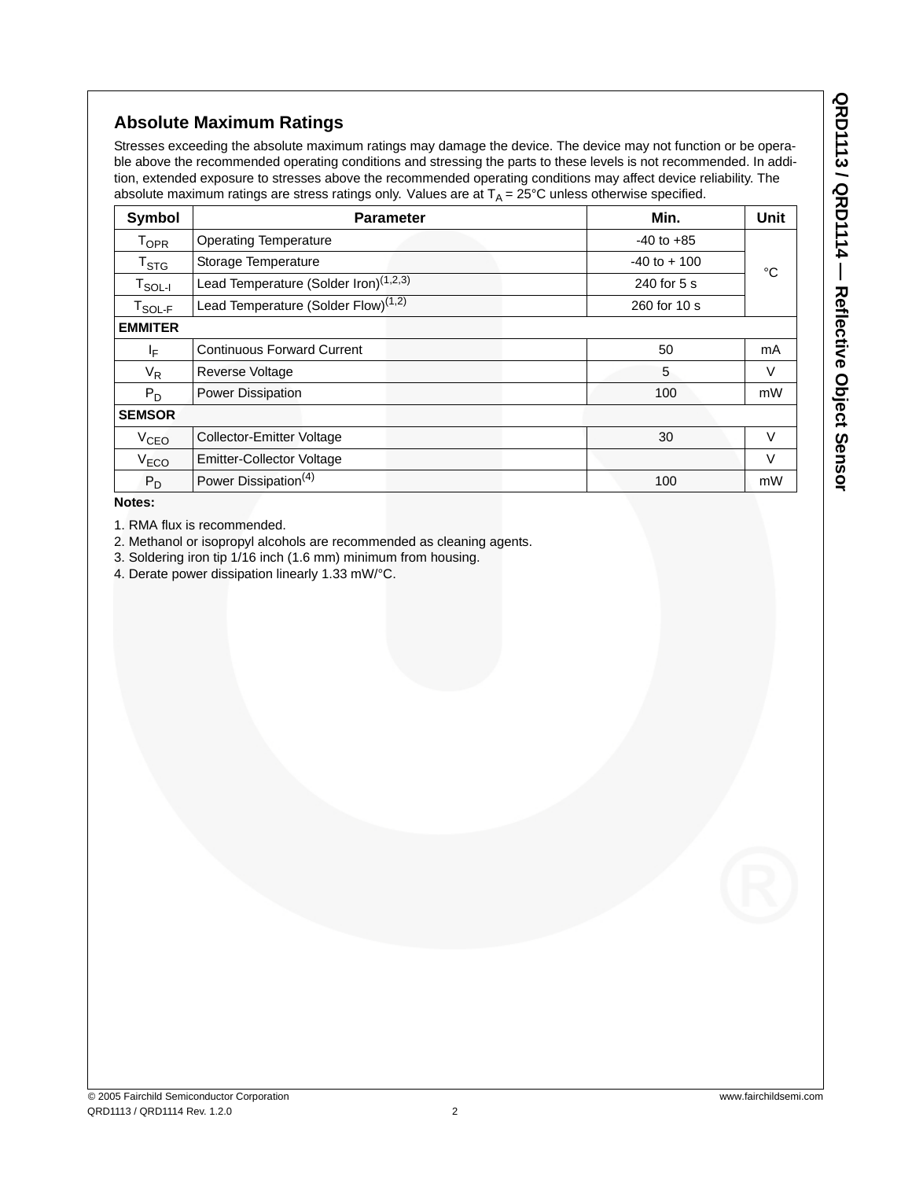## Absolute Maximum Ratings

Stresses exceeding the absolute maximum ratings may damage the device. The device may not function or be operable above the recommended operating conditions and stressing the parts to these levels is not recommended. In addition, extended exposure to stresses above the recommended operating conditions may affect device reliability. The absolute maximum ratings are stress ratings only. Values are at $T_A$ = 25°C unless otherwise specified.

| Symbol | Parameter | Min. | Unit |
|---|---|---|---|
| $T_{OPR}$ | Operating Temperature | -40 to +85 | °C |
| $T_{STG}$ | Storage Temperature | -40 to + 100 | °C |
| $T_{SOL-I}$ | Lead Temperature (Solder Iron)[1,2,3] | 240 for 5 s | °C |
| $T_{SOL-F}$ | Lead Temperature (Solder Flow)[1,2] | 260 for 10 s | °C |
| **EMMITER** | | | |
| $I_F$ | Continuous Forward Current | 50 | mA |
| $V_R$ | Reverse Voltage | 5 | V |
| $P_D$ | Power Dissipation | 100 | mW |
| **SEMSOR** | | | |
| $V_{CEO}$ | Collector-Emitter Voltage | 30 | V |
| $V_{ECO}$ | Emitter-Collector Voltage | | V |
| $P_D$ | Power Dissipation[4] | 100 | mW |

**Notes:**

1. RMA flux is recommended.
2. Methanol or isopropyl alcohols are recommended as cleaning agents.
3. Soldering iron tip 1/16 inch (1.6 mm) minimum from housing.
4. Derate power dissipation linearly 1.33 mW/°C.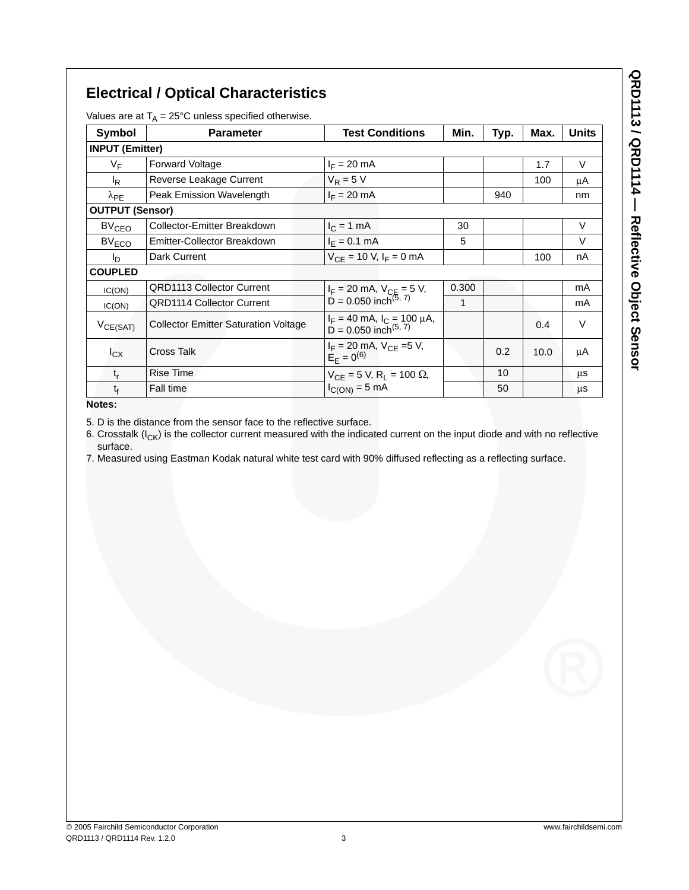## Electrical / Optical Characteristics

Values are at $T_A$ = 25°C unless specified otherwise.

| Symbol | Parameter | Test Conditions | Min. | Typ. | Max. | Units |
|---|---|---|---|---|---|---|
| **INPUT (Emitter)** | | | | | | |
| $V_F$ | Forward Voltage | $I_F$ = 20 mA | | | 1.7 | V |
| $I_R$ | Reverse Leakage Current | $V_R$ = 5 V | | | 100 | μA |
| $\lambda_{PE}$ | Peak Emission Wavelength | $I_F$ = 20 mA | | 940 | | nm |
| **OUTPUT (Sensor)** | | | | | | |
| $BV_{CEO}$ | Collector-Emitter Breakdown | $I_C$ = 1 mA | 30 | | | V |
| $BV_{ECO}$ | Emitter-Collector Breakdown | $I_E$ = 0.1 mA | 5 | | | V |
| $I_D$ | Dark Current | $V_{CE}$ = 10 V, $I_F$ = 0 mA | | | 100 | nA |
| **COUPLED** | | | | | | |
| IC(ON) | QRD1113 Collector Current | $I_F$ = 20 mA, $V_{CE}$ = 5 V, D = 0.050 inch(5, 7) | 0.300 | | | mA |
| IC(ON) | QRD1114 Collector Current | | 1 | | | mA |
| $V_{CE(SAT)}$ | Collector Emitter Saturation Voltage | $I_F$ = 40 mA, $I_C$ = 100 μA, D = 0.050 inch(5, 7) | | | 0.4 | V |
| $I_{CX}$ | Cross Talk | $I_F$ = 20 mA, $V_{CE}$ =5 V, $E_E$ = 0(6) | | 0.2 | 10.0 | μA |
| $t_r$ | Rise Time | $V_{CE}$ = 5 V, $R_L$ = 100 Ω, $I_{C(ON)}$ = 5 mA | | 10 | | μs |
| $t_f$ | Fall time | | | 50 | | μs |

**Notes:**

5. D is the distance from the sensor face to the reflective surface.
6. Crosstalk ($I_{CK}$) is the collector current measured with the indicated current on the input diode and with no reflective surface.
7. Measured using Eastman Kodak natural white test card with 90% diffused reflecting as a reflecting surface.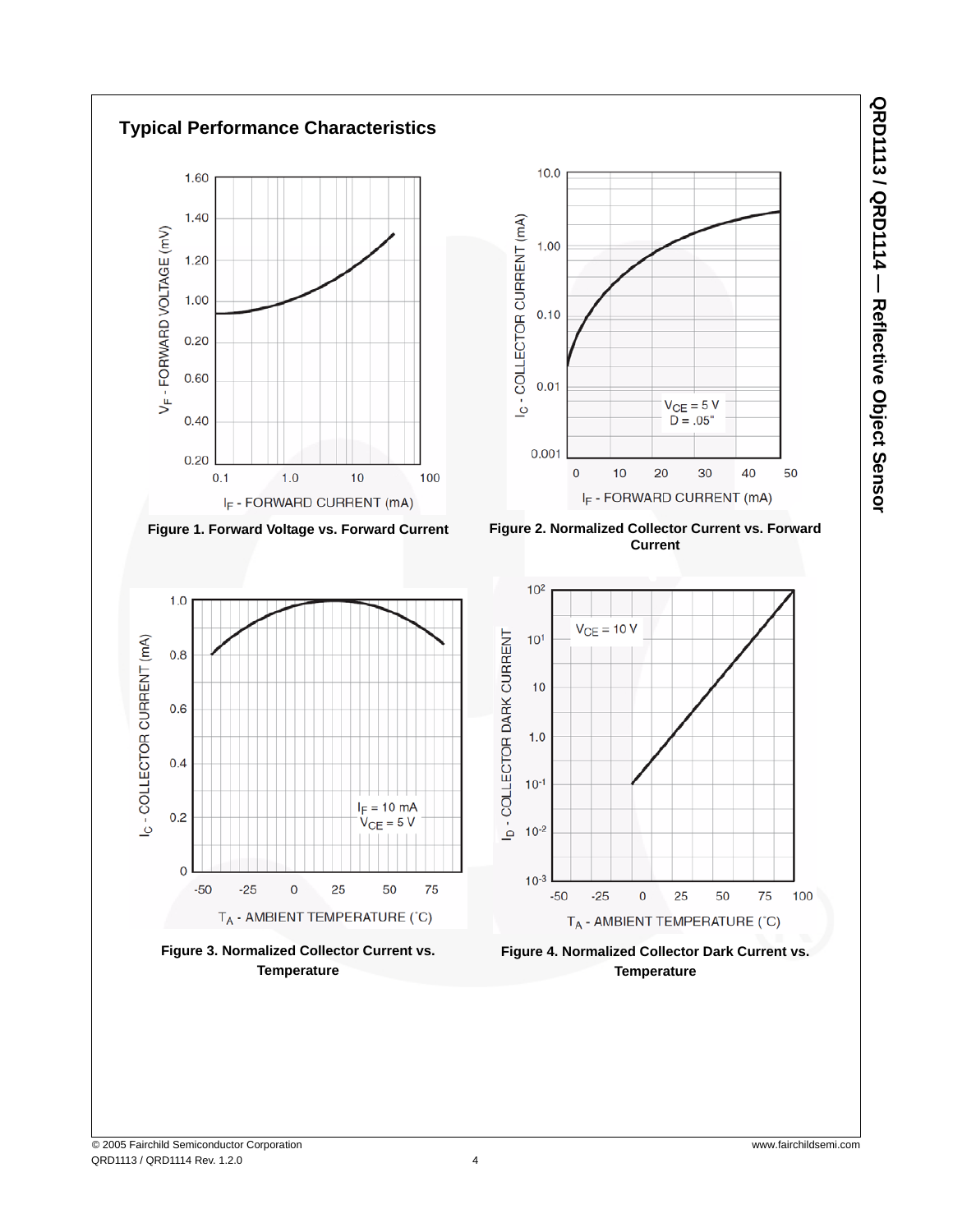## Typical Performance Characteristics

Figure 1. Forward Voltage vs. Forward Current

Figure 2. Normalized Collector Current vs. Forward Current

Figure 3. Normalized Collector Current vs. Temperature

Figure 4. Normalized Collector Dark Current vs. Temperature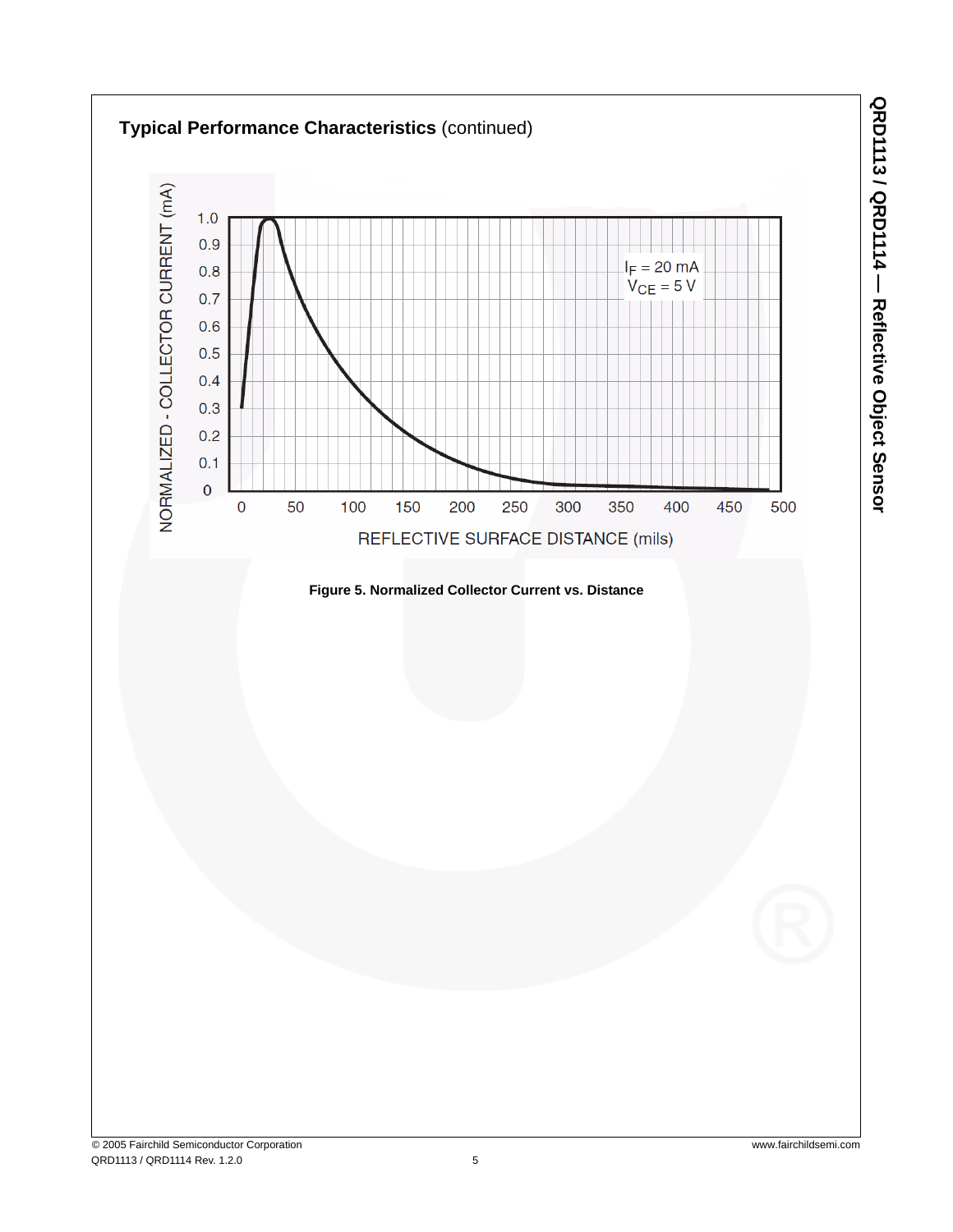## Typical Performance Characteristics (continued)

**Figure 5. Normalized Collector Current vs. Distance**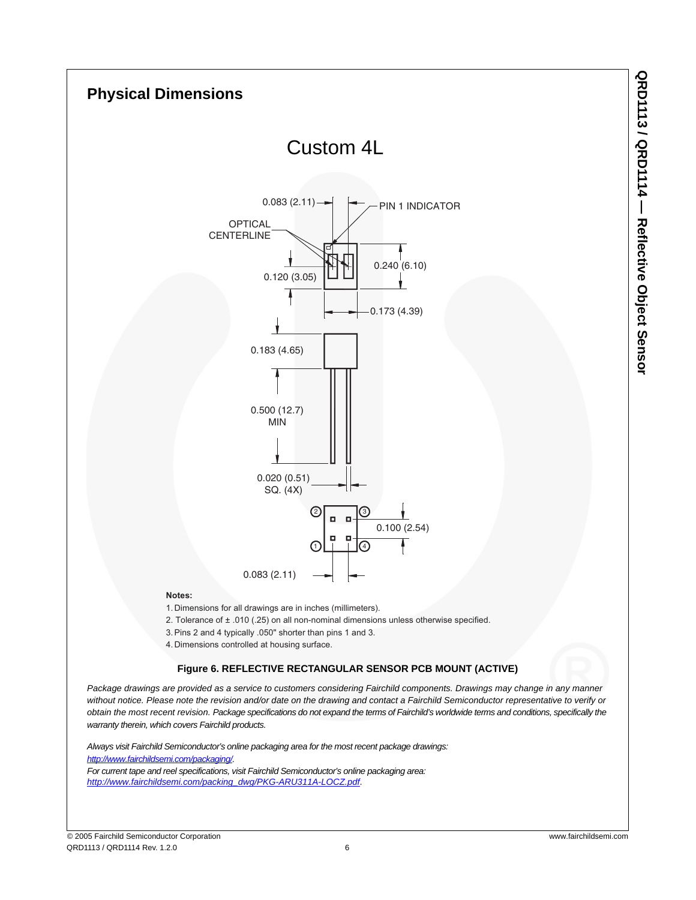## Physical Dimensions

Custom 4L

0.083 (2.11)

PIN 1 INDICATOR

OPTICAL CENTERLINE

0.240 (6.10)

0.120 (3.05)

0.173 (4.39)

0.183 (4.65)

0.500 (12.7) MIN

0.020 (0.51) SQ. (4X)

0.100 (2.54)

0.083 (2.11)

**Notes:**

1. Dimensions for all drawings are in inches (millimeters).
2. Tolerance of ± .010 (.25) on all non-nominal dimensions unless otherwise specified.
3. Pins 2 and 4 typically .050" shorter than pins 1 and 3.
4. Dimensions controlled at housing surface.

**Figure 6. REFLECTIVE RECTANGULAR SENSOR PCB MOUNT (ACTIVE)**

*Package drawings are provided as a service to customers considering Fairchild components. Drawings may change in any manner without notice. Please note the revision and/or date on the drawing and contact a Fairchild Semiconductor representative to verify or obtain the most recent revision. Package specifications do not expand the terms of Fairchild's worldwide terms and conditions, specifically the warranty therein, which covers Fairchild products.*

*Always visit Fairchild Semiconductor's online packaging area for the most recent package drawings:*
*http://www.fairchildsemi.com/packaging/.*
*For current tape and reel specifications, visit Fairchild Semiconductor's online packaging area:*
*http://www.fairchildsemi.com/packing_dwg/PKG-ARU311A-LOCZ.pdf.*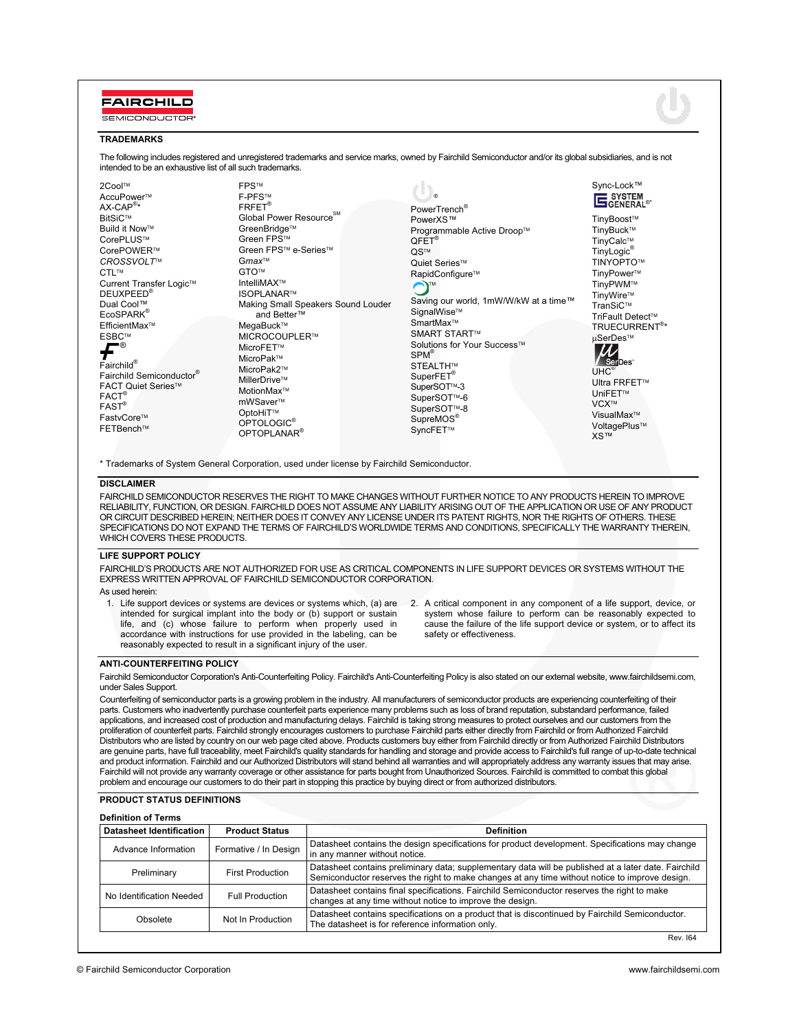## TRADEMARKS

The following includes registered and unregistered trademarks and service marks, owned by Fairchild Semiconductor and/or its global subsidiaries, and is not intended to be an exhaustive list of all such trademarks.

2Cool™
AccuPower™
AX-CAP®*
BitSiC™
Build it Now™
CorePLUS™
CorePOWER™
*CROSSVOLT*™
CTL™
Current Transfer Logic™
DEUXPEED®
Dual Cool™
EcoSPARK®
EfficientMax™
ESBC™
®
Fairchild®
Fairchild Semiconductor®
FACT Quiet Series™
FACT®
FAST®
FastvCore™
FETBench™
FPS™
F-PFS™
FRFET®
Global Power Resource℠
GreenBridge™
Green FPS™
Green FPS™ e-Series™
*Gmax*™
GTO™
IntelliMAX™
ISOPLANAR™
Making Small Speakers Sound Louder and Better™
MegaBuck™
MICROCOUPLER™
MicroFET™
MicroPak™
MicroPak2™
MillerDrive™
MotionMax™
mWSaver™
OptoHiT™
OPTOLOGIC®
OPTOPLANAR®
®
PowerTrench®
PowerXS™
Programmable Active Droop™
QFET®
QS™
Quiet Series™
RapidConfigure™
™
Saving our world, 1mW/W/kW at a time™
SignalWise™
SmartMax™
SMART START™
Solutions for Your Success™
SPM®
STEALTH™
SuperFET®
SuperSOT™-3
SuperSOT™-6
SuperSOT™-8
SupreMOS®
SyncFET™
Sync-Lock™
SYSTEM GENERAL®*
TinyBoost™
TinyBuck™
TinyCalc™
TinyLogic®
TINYOPTO™
TinyPower™
TinyPWM™
TinyWire™
TranSiC™
TriFault Detect™
TRUECURRENT®*
µSerDes™
SerDes™
UHC®
Ultra FRFET™
UniFET™
VCX™
VisualMax™
VoltagePlus™
XS™

* Trademarks of System General Corporation, used under license by Fairchild Semiconductor.

## DISCLAIMER

FAIRCHILD SEMICONDUCTOR RESERVES THE RIGHT TO MAKE CHANGES WITHOUT FURTHER NOTICE TO ANY PRODUCTS HEREIN TO IMPROVE RELIABILITY, FUNCTION, OR DESIGN. FAIRCHILD DOES NOT ASSUME ANY LIABILITY ARISING OUT OF THE APPLICATION OR USE OF ANY PRODUCT OR CIRCUIT DESCRIBED HEREIN; NEITHER DOES IT CONVEY ANY LICENSE UNDER ITS PATENT RIGHTS, NOR THE RIGHTS OF OTHERS. THESE SPECIFICATIONS DO NOT EXPAND THE TERMS OF FAIRCHILD'S WORLDWIDE TERMS AND CONDITIONS, SPECIFICALLY THE WARRANTY THEREIN, WHICH COVERS THESE PRODUCTS.

## LIFE SUPPORT POLICY

FAIRCHILD'S PRODUCTS ARE NOT AUTHORIZED FOR USE AS CRITICAL COMPONENTS IN LIFE SUPPORT DEVICES OR SYSTEMS WITHOUT THE EXPRESS WRITTEN APPROVAL OF FAIRCHILD SEMICONDUCTOR CORPORATION.

As used herein:

1. Life support devices or systems are devices or systems which, (a) are intended for surgical implant into the body or (b) support or sustain life, and (c) whose failure to perform when properly used in accordance with instructions for use provided in the labeling, can be reasonably expected to result in a significant injury of the user.
2. A critical component in any component of a life support, device, or system whose failure to perform can be reasonably expected to cause the failure of the life support device or system, or to affect its safety or effectiveness.

## ANTI-COUNTERFEITING POLICY

Fairchild Semiconductor Corporation's Anti-Counterfeiting Policy. Fairchild's Anti-Counterfeiting Policy is also stated on our external website, www.fairchildsemi.com, under Sales Support.

Counterfeiting of semiconductor parts is a growing problem in the industry. All manufacturers of semiconductor products are experiencing counterfeiting of their parts. Customers who inadvertently purchase counterfeit parts experience many problems such as loss of brand reputation, substandard performance, failed applications, and increased cost of production and manufacturing delays. Fairchild is taking strong measures to protect ourselves and our customers from the proliferation of counterfeit parts. Fairchild strongly encourages customers to purchase Fairchild parts either directly from Fairchild or from Authorized Fairchild Distributors who are listed by country on our web page cited above. Products customers buy either from Fairchild directly or from Authorized Fairchild Distributors are genuine parts, have full traceability, meet Fairchild's quality standards for handling and storage and provide access to Fairchild's full range of up-to-date technical and product information. Fairchild and our Authorized Distributors will stand behind all warranties and will appropriately address any warranty issues that may arise. Fairchild will not provide any warranty coverage or other assistance for parts bought from Unauthorized Sources. Fairchild is committed to combat this global problem and encourage our customers to do their part in stopping this practice by buying direct or from authorized distributors.

## PRODUCT STATUS DEFINITIONS

**Definition of Terms**

| Datasheet Identification | Product Status | Definition |
|---|---|---|
| Advance Information | Formative / In Design | Datasheet contains the design specifications for product development. Specifications may change in any manner without notice. |
| Preliminary | First Production | Datasheet contains preliminary data; supplementary data will be published at a later date. Fairchild Semiconductor reserves the right to make changes at any time without notice to improve design. |
| No Identification Needed | Full Production | Datasheet contains final specifications. Fairchild Semiconductor reserves the right to make changes at any time without notice to improve the design. |
| Obsolete | Not In Production | Datasheet contains specifications on a product that is discontinued by Fairchild Semiconductor. The datasheet is for reference information only. |

Rev. I64